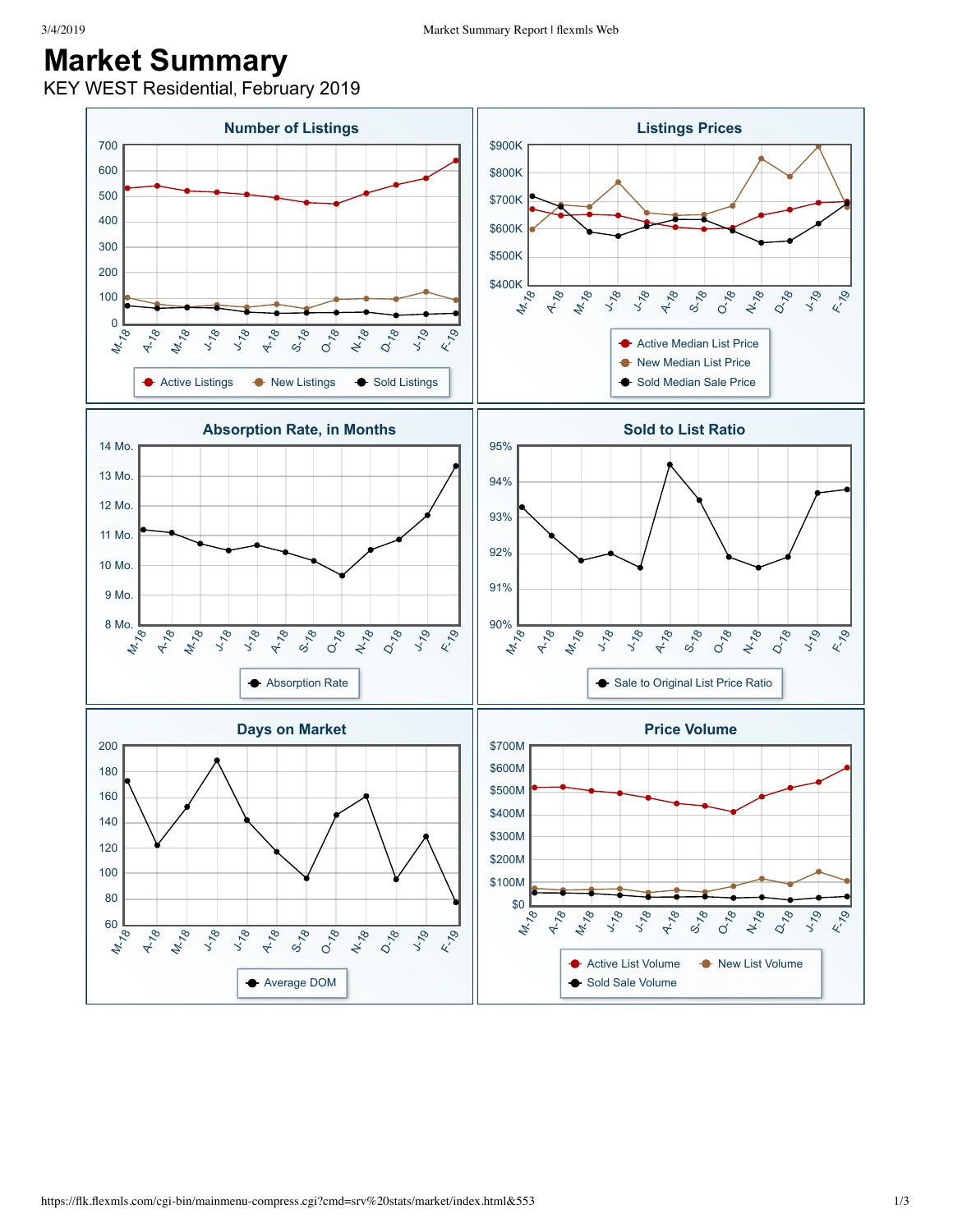# Market Summary

KEY WEST Residential, February 2019

## Number of Listings

700, 600, 500, 400, 300, 200, 100, 0

M-18, A-18, M-18, J-18, J-18, A-18, S-18, O-18, N-18, D-18, J-19, F-19

Active Listings · New Listings · Sold Listings

## Listings Prices

$900K, $800K, $700K, $600K, $500K, $400K

M-18, A-18, M-18, J-18, J-18, A-18, S-18, O-18, N-18, D-18, J-19, F-19

Active Median List Price · New Median List Price · Sold Median Sale Price

## Absorption Rate, in Months

14 Mo., 13 Mo., 12 Mo., 11 Mo., 10 Mo., 9 Mo., 8 Mo.

M-18, A-18, M-18, J-18, J-18, A-18, S-18, O-18, N-18, D-18, J-19, F-19

Absorption Rate

## Sold to List Ratio

95%, 94%, 93%, 92%, 91%, 90%

M-18, A-18, M-18, J-18, J-18, A-18, S-18, O-18, N-18, D-18, J-19, F-19

Sale to Original List Price Ratio

## Days on Market

200, 180, 160, 140, 120, 100, 80, 60

M-18, A-18, M-18, J-18, J-18, A-18, S-18, O-18, N-18, D-18, J-19, F-19

Average DOM

## Price Volume

$700M, $600M, $500M, $400M, $300M, $200M, $100M, $0

M-18, A-18, M-18, J-18, J-18, A-18, S-18, O-18, N-18, D-18, J-19, F-19

Active List Volume · New List Volume · Sold Sale Volume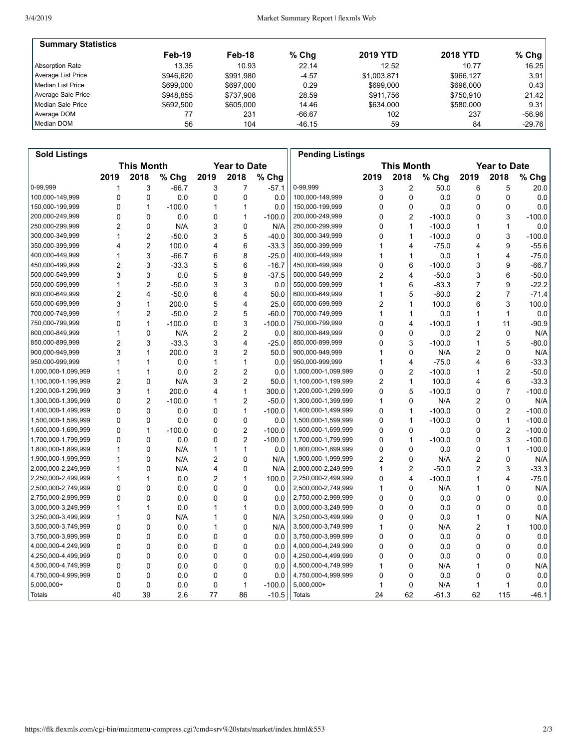## Summary Statistics

| | Feb-19 | Feb-18 | % Chg | 2019 YTD | 2018 YTD | % Chg |
|---|---|---|---|---|---|---|
| Absorption Rate | 13.35 | 10.93 | 22.14 | 12.52 | 10.77 | 16.25 |
| Average List Price | $946,620 | $991,980 | -4.57 | $1,003,871 | $966,127 | 3.91 |
| Median List Price | $699,000 | $697,000 | 0.29 | $699,000 | $696,000 | 0.43 |
| Average Sale Price | $948,855 | $737,908 | 28.59 | $911,756 | $750,910 | 21.42 |
| Median Sale Price | $692,500 | $605,000 | 14.46 | $634,000 | $580,000 | 9.31 |
| Average DOM | 77 | 231 | -66.67 | 102 | 237 | -56.96 |
| Median DOM | 56 | 104 | -46.15 | 59 | 84 | -29.76 |

## Sold Listings

| | This Month | | | Year to Date | | |
|---|---|---|---|---|---|---|
| | 2019 | 2018 | % Chg | 2019 | 2018 | % Chg |
| 0-99,999 | 1 | 3 | -66.7 | 3 | 7 | -57.1 |
| 100,000-149,999 | 0 | 0 | 0.0 | 0 | 0 | 0.0 |
| 150,000-199,999 | 0 | 1 | -100.0 | 1 | 1 | 0.0 |
| 200,000-249,999 | 0 | 0 | 0.0 | 0 | 1 | -100.0 |
| 250,000-299,999 | 2 | 0 | N/A | 3 | 0 | N/A |
| 300,000-349,999 | 1 | 2 | -50.0 | 3 | 5 | -40.0 |
| 350,000-399,999 | 4 | 2 | 100.0 | 4 | 6 | -33.3 |
| 400,000-449,999 | 1 | 3 | -66.7 | 6 | 8 | -25.0 |
| 450,000-499,999 | 2 | 3 | -33.3 | 5 | 6 | -16.7 |
| 500,000-549,999 | 3 | 3 | 0.0 | 5 | 8 | -37.5 |
| 550,000-599,999 | 1 | 2 | -50.0 | 3 | 3 | 0.0 |
| 600,000-649,999 | 2 | 4 | -50.0 | 6 | 4 | 50.0 |
| 650,000-699,999 | 3 | 1 | 200.0 | 5 | 4 | 25.0 |
| 700,000-749,999 | 1 | 2 | -50.0 | 2 | 5 | -60.0 |
| 750,000-799,999 | 0 | 1 | -100.0 | 0 | 3 | -100.0 |
| 800,000-849,999 | 1 | 0 | N/A | 2 | 2 | 0.0 |
| 850,000-899,999 | 2 | 3 | -33.3 | 3 | 4 | -25.0 |
| 900,000-949,999 | 3 | 1 | 200.0 | 3 | 2 | 50.0 |
| 950,000-999,999 | 1 | 1 | 0.0 | 1 | 1 | 0.0 |
| 1,000,000-1,099,999 | 1 | 1 | 0.0 | 2 | 2 | 0.0 |
| 1,100,000-1,199,999 | 2 | 0 | N/A | 3 | 2 | 50.0 |
| 1,200,000-1,299,999 | 3 | 1 | 200.0 | 4 | 1 | 300.0 |
| 1,300,000-1,399,999 | 0 | 2 | -100.0 | 1 | 2 | -50.0 |
| 1,400,000-1,499,999 | 0 | 0 | 0.0 | 0 | 1 | -100.0 |
| 1,500,000-1,599,999 | 0 | 0 | 0.0 | 0 | 0 | 0.0 |
| 1,600,000-1,699,999 | 0 | 1 | -100.0 | 0 | 2 | -100.0 |
| 1,700,000-1,799,999 | 0 | 0 | 0.0 | 0 | 2 | -100.0 |
| 1,800,000-1,899,999 | 1 | 0 | N/A | 1 | 1 | 0.0 |
| 1,900,000-1,999,999 | 1 | 0 | N/A | 2 | 0 | N/A |
| 2,000,000-2,249,999 | 1 | 0 | N/A | 4 | 0 | N/A |
| 2,250,000-2,499,999 | 1 | 1 | 0.0 | 2 | 1 | 100.0 |
| 2,500,000-2,749,999 | 0 | 0 | 0.0 | 0 | 0 | 0.0 |
| 2,750,000-2,999,999 | 0 | 0 | 0.0 | 0 | 0 | 0.0 |
| 3,000,000-3,249,999 | 1 | 1 | 0.0 | 1 | 1 | 0.0 |
| 3,250,000-3,499,999 | 1 | 0 | N/A | 1 | 0 | N/A |
| 3,500,000-3,749,999 | 0 | 0 | 0.0 | 1 | 0 | N/A |
| 3,750,000-3,999,999 | 0 | 0 | 0.0 | 0 | 0 | 0.0 |
| 4,000,000-4,249,999 | 0 | 0 | 0.0 | 0 | 0 | 0.0 |
| 4,250,000-4,499,999 | 0 | 0 | 0.0 | 0 | 0 | 0.0 |
| 4,500,000-4,749,999 | 0 | 0 | 0.0 | 0 | 0 | 0.0 |
| 4,750,000-4,999,999 | 0 | 0 | 0.0 | 0 | 0 | 0.0 |
| 5,000,000+ | 0 | 0 | 0.0 | 0 | 1 | -100.0 |
| Totals | 40 | 39 | 2.6 | 77 | 86 | -10.5 |

## Pending Listings

| | This Month | | | Year to Date | | |
|---|---|---|---|---|---|---|
| | 2019 | 2018 | % Chg | 2019 | 2018 | % Chg |
| 0-99,999 | 3 | 2 | 50.0 | 6 | 5 | 20.0 |
| 100,000-149,999 | 0 | 0 | 0.0 | 0 | 0 | 0.0 |
| 150,000-199,999 | 0 | 0 | 0.0 | 0 | 0 | 0.0 |
| 200,000-249,999 | 0 | 2 | -100.0 | 0 | 3 | -100.0 |
| 250,000-299,999 | 0 | 1 | -100.0 | 1 | 1 | 0.0 |
| 300,000-349,999 | 0 | 1 | -100.0 | 0 | 3 | -100.0 |
| 350,000-399,999 | 1 | 4 | -75.0 | 4 | 9 | -55.6 |
| 400,000-449,999 | 1 | 1 | 0.0 | 1 | 4 | -75.0 |
| 450,000-499,999 | 0 | 6 | -100.0 | 3 | 9 | -66.7 |
| 500,000-549,999 | 2 | 4 | -50.0 | 3 | 6 | -50.0 |
| 550,000-599,999 | 1 | 6 | -83.3 | 7 | 9 | -22.2 |
| 600,000-649,999 | 1 | 5 | -80.0 | 2 | 7 | -71.4 |
| 650,000-699,999 | 2 | 1 | 100.0 | 6 | 3 | 100.0 |
| 700,000-749,999 | 1 | 1 | 0.0 | 1 | 1 | 0.0 |
| 750,000-799,999 | 0 | 4 | -100.0 | 1 | 11 | -90.9 |
| 800,000-849,999 | 0 | 0 | 0.0 | 2 | 0 | N/A |
| 850,000-899,999 | 0 | 3 | -100.0 | 1 | 5 | -80.0 |
| 900,000-949,999 | 1 | 0 | N/A | 2 | 0 | N/A |
| 950,000-999,999 | 1 | 4 | -75.0 | 4 | 6 | -33.3 |
| 1,000,000-1,099,999 | 0 | 2 | -100.0 | 1 | 2 | -50.0 |
| 1,100,000-1,199,999 | 2 | 1 | 100.0 | 4 | 6 | -33.3 |
| 1,200,000-1,299,999 | 0 | 5 | -100.0 | 0 | 7 | -100.0 |
| 1,300,000-1,399,999 | 1 | 0 | N/A | 2 | 0 | N/A |
| 1,400,000-1,499,999 | 0 | 1 | -100.0 | 0 | 2 | -100.0 |
| 1,500,000-1,599,999 | 0 | 1 | -100.0 | 0 | 1 | -100.0 |
| 1,600,000-1,699,999 | 0 | 0 | 0.0 | 0 | 2 | -100.0 |
| 1,700,000-1,799,999 | 0 | 1 | -100.0 | 0 | 3 | -100.0 |
| 1,800,000-1,899,999 | 0 | 0 | 0.0 | 0 | 1 | -100.0 |
| 1,900,000-1,999,999 | 2 | 0 | N/A | 2 | 0 | N/A |
| 2,000,000-2,249,999 | 1 | 2 | -50.0 | 2 | 3 | -33.3 |
| 2,250,000-2,499,999 | 0 | 4 | -100.0 | 1 | 4 | -75.0 |
| 2,500,000-2,749,999 | 1 | 0 | N/A | 1 | 0 | N/A |
| 2,750,000-2,999,999 | 0 | 0 | 0.0 | 0 | 0 | 0.0 |
| 3,000,000-3,249,999 | 0 | 0 | 0.0 | 0 | 0 | 0.0 |
| 3,250,000-3,499,999 | 0 | 0 | 0.0 | 1 | 0 | N/A |
| 3,500,000-3,749,999 | 1 | 0 | N/A | 2 | 1 | 100.0 |
| 3,750,000-3,999,999 | 0 | 0 | 0.0 | 0 | 0 | 0.0 |
| 4,000,000-4,249,999 | 0 | 0 | 0.0 | 0 | 0 | 0.0 |
| 4,250,000-4,499,999 | 0 | 0 | 0.0 | 0 | 0 | 0.0 |
| 4,500,000-4,749,999 | 1 | 0 | N/A | 1 | 0 | N/A |
| 4,750,000-4,999,999 | 0 | 0 | 0.0 | 0 | 0 | 0.0 |
| 5,000,000+ | 1 | 0 | N/A | 1 | 1 | 0.0 |
| Totals | 24 | 62 | -61.3 | 62 | 115 | -46.1 |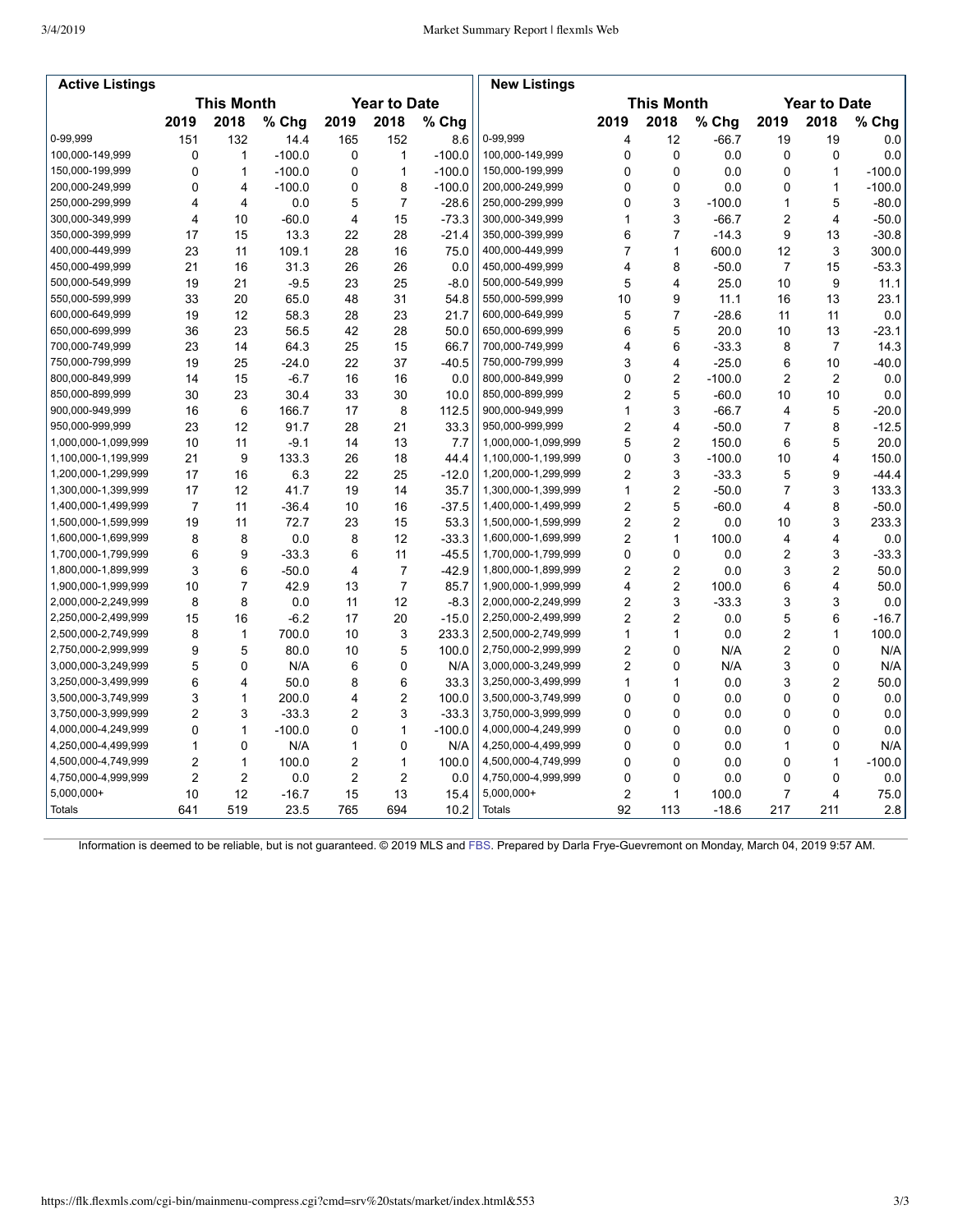## Active Listings

| | This Month | | | Year to Date | | |
|---|---|---|---|---|---|---|
| | 2019 | 2018 | % Chg | 2019 | 2018 | % Chg |
| 0-99,999 | 151 | 132 | 14.4 | 165 | 152 | 8.6 |
| 100,000-149,999 | 0 | 1 | -100.0 | 0 | 1 | -100.0 |
| 150,000-199,999 | 0 | 1 | -100.0 | 0 | 1 | -100.0 |
| 200,000-249,999 | 0 | 4 | -100.0 | 0 | 8 | -100.0 |
| 250,000-299,999 | 4 | 4 | 0.0 | 5 | 7 | -28.6 |
| 300,000-349,999 | 4 | 10 | -60.0 | 4 | 15 | -73.3 |
| 350,000-399,999 | 17 | 15 | 13.3 | 22 | 28 | -21.4 |
| 400,000-449,999 | 23 | 11 | 109.1 | 28 | 16 | 75.0 |
| 450,000-499,999 | 21 | 16 | 31.3 | 26 | 26 | 0.0 |
| 500,000-549,999 | 19 | 21 | -9.5 | 23 | 25 | -8.0 |
| 550,000-599,999 | 33 | 20 | 65.0 | 48 | 31 | 54.8 |
| 600,000-649,999 | 19 | 12 | 58.3 | 28 | 23 | 21.7 |
| 650,000-699,999 | 36 | 23 | 56.5 | 42 | 28 | 50.0 |
| 700,000-749,999 | 23 | 14 | 64.3 | 25 | 15 | 66.7 |
| 750,000-799,999 | 19 | 25 | -24.0 | 22 | 37 | -40.5 |
| 800,000-849,999 | 14 | 15 | -6.7 | 16 | 16 | 0.0 |
| 850,000-899,999 | 30 | 23 | 30.4 | 33 | 30 | 10.0 |
| 900,000-949,999 | 16 | 6 | 166.7 | 17 | 8 | 112.5 |
| 950,000-999,999 | 23 | 12 | 91.7 | 28 | 21 | 33.3 |
| 1,000,000-1,099,999 | 10 | 11 | -9.1 | 14 | 13 | 7.7 |
| 1,100,000-1,199,999 | 21 | 9 | 133.3 | 26 | 18 | 44.4 |
| 1,200,000-1,299,999 | 17 | 16 | 6.3 | 22 | 25 | -12.0 |
| 1,300,000-1,399,999 | 17 | 12 | 41.7 | 19 | 14 | 35.7 |
| 1,400,000-1,499,999 | 7 | 11 | -36.4 | 10 | 16 | -37.5 |
| 1,500,000-1,599,999 | 19 | 11 | 72.7 | 23 | 15 | 53.3 |
| 1,600,000-1,699,999 | 8 | 8 | 0.0 | 8 | 12 | -33.3 |
| 1,700,000-1,799,999 | 6 | 9 | -33.3 | 6 | 11 | -45.5 |
| 1,800,000-1,899,999 | 3 | 6 | -50.0 | 4 | 7 | -42.9 |
| 1,900,000-1,999,999 | 10 | 7 | 42.9 | 13 | 7 | 85.7 |
| 2,000,000-2,249,999 | 8 | 8 | 0.0 | 11 | 12 | -8.3 |
| 2,250,000-2,499,999 | 15 | 16 | -6.2 | 17 | 20 | -15.0 |
| 2,500,000-2,749,999 | 8 | 1 | 700.0 | 10 | 3 | 233.3 |
| 2,750,000-2,999,999 | 9 | 5 | 80.0 | 10 | 5 | 100.0 |
| 3,000,000-3,249,999 | 5 | 0 | N/A | 6 | 0 | N/A |
| 3,250,000-3,499,999 | 6 | 4 | 50.0 | 8 | 6 | 33.3 |
| 3,500,000-3,749,999 | 3 | 1 | 200.0 | 4 | 2 | 100.0 |
| 3,750,000-3,999,999 | 2 | 3 | -33.3 | 2 | 3 | -33.3 |
| 4,000,000-4,249,999 | 0 | 1 | -100.0 | 0 | 1 | -100.0 |
| 4,250,000-4,499,999 | 1 | 0 | N/A | 1 | 0 | N/A |
| 4,500,000-4,749,999 | 2 | 1 | 100.0 | 2 | 1 | 100.0 |
| 4,750,000-4,999,999 | 2 | 2 | 0.0 | 2 | 2 | 0.0 |
| 5,000,000+ | 10 | 12 | -16.7 | 15 | 13 | 15.4 |
| Totals | 641 | 519 | 23.5 | 765 | 694 | 10.2 |

## New Listings

| | This Month | | | Year to Date | | |
|---|---|---|---|---|---|---|
| | 2019 | 2018 | % Chg | 2019 | 2018 | % Chg |
| 0-99,999 | 4 | 12 | -66.7 | 19 | 19 | 0.0 |
| 100,000-149,999 | 0 | 0 | 0.0 | 0 | 0 | 0.0 |
| 150,000-199,999 | 0 | 0 | 0.0 | 0 | 1 | -100.0 |
| 200,000-249,999 | 0 | 0 | 0.0 | 0 | 1 | -100.0 |
| 250,000-299,999 | 0 | 3 | -100.0 | 1 | 5 | -80.0 |
| 300,000-349,999 | 1 | 3 | -66.7 | 2 | 4 | -50.0 |
| 350,000-399,999 | 6 | 7 | -14.3 | 9 | 13 | -30.8 |
| 400,000-449,999 | 7 | 1 | 600.0 | 12 | 3 | 300.0 |
| 450,000-499,999 | 4 | 8 | -50.0 | 7 | 15 | -53.3 |
| 500,000-549,999 | 5 | 4 | 25.0 | 10 | 9 | 11.1 |
| 550,000-599,999 | 10 | 9 | 11.1 | 16 | 13 | 23.1 |
| 600,000-649,999 | 5 | 7 | -28.6 | 11 | 11 | 0.0 |
| 650,000-699,999 | 6 | 5 | 20.0 | 10 | 13 | -23.1 |
| 700,000-749,999 | 4 | 6 | -33.3 | 8 | 7 | 14.3 |
| 750,000-799,999 | 3 | 4 | -25.0 | 6 | 10 | -40.0 |
| 800,000-849,999 | 0 | 2 | -100.0 | 2 | 2 | 0.0 |
| 850,000-899,999 | 2 | 5 | -60.0 | 10 | 10 | 0.0 |
| 900,000-949,999 | 1 | 3 | -66.7 | 4 | 5 | -20.0 |
| 950,000-999,999 | 2 | 4 | -50.0 | 7 | 8 | -12.5 |
| 1,000,000-1,099,999 | 5 | 2 | 150.0 | 6 | 5 | 20.0 |
| 1,100,000-1,199,999 | 0 | 3 | -100.0 | 10 | 4 | 150.0 |
| 1,200,000-1,299,999 | 2 | 3 | -33.3 | 5 | 9 | -44.4 |
| 1,300,000-1,399,999 | 1 | 2 | -50.0 | 7 | 3 | 133.3 |
| 1,400,000-1,499,999 | 2 | 5 | -60.0 | 4 | 8 | -50.0 |
| 1,500,000-1,599,999 | 2 | 2 | 0.0 | 10 | 3 | 233.3 |
| 1,600,000-1,699,999 | 2 | 1 | 100.0 | 4 | 4 | 0.0 |
| 1,700,000-1,799,999 | 0 | 0 | 0.0 | 2 | 3 | -33.3 |
| 1,800,000-1,899,999 | 2 | 2 | 0.0 | 3 | 2 | 50.0 |
| 1,900,000-1,999,999 | 4 | 2 | 100.0 | 6 | 4 | 50.0 |
| 2,000,000-2,249,999 | 2 | 3 | -33.3 | 3 | 3 | 0.0 |
| 2,250,000-2,499,999 | 2 | 2 | 0.0 | 5 | 6 | -16.7 |
| 2,500,000-2,749,999 | 1 | 1 | 0.0 | 2 | 1 | 100.0 |
| 2,750,000-2,999,999 | 2 | 0 | N/A | 2 | 0 | N/A |
| 3,000,000-3,249,999 | 2 | 0 | N/A | 3 | 0 | N/A |
| 3,250,000-3,499,999 | 1 | 1 | 0.0 | 3 | 2 | 50.0 |
| 3,500,000-3,749,999 | 0 | 0 | 0.0 | 0 | 0 | 0.0 |
| 3,750,000-3,999,999 | 0 | 0 | 0.0 | 0 | 0 | 0.0 |
| 4,000,000-4,249,999 | 0 | 0 | 0.0 | 0 | 0 | 0.0 |
| 4,250,000-4,499,999 | 0 | 0 | 0.0 | 1 | 0 | N/A |
| 4,500,000-4,749,999 | 0 | 0 | 0.0 | 0 | 1 | -100.0 |
| 4,750,000-4,999,999 | 0 | 0 | 0.0 | 0 | 0 | 0.0 |
| 5,000,000+ | 2 | 1 | 100.0 | 7 | 4 | 75.0 |
| Totals | 92 | 113 | -18.6 | 217 | 211 | 2.8 |

Information is deemed to be reliable, but is not guaranteed. © 2019 MLS and FBS. Prepared by Darla Frye-Guevremont on Monday, March 04, 2019 9:57 AM.